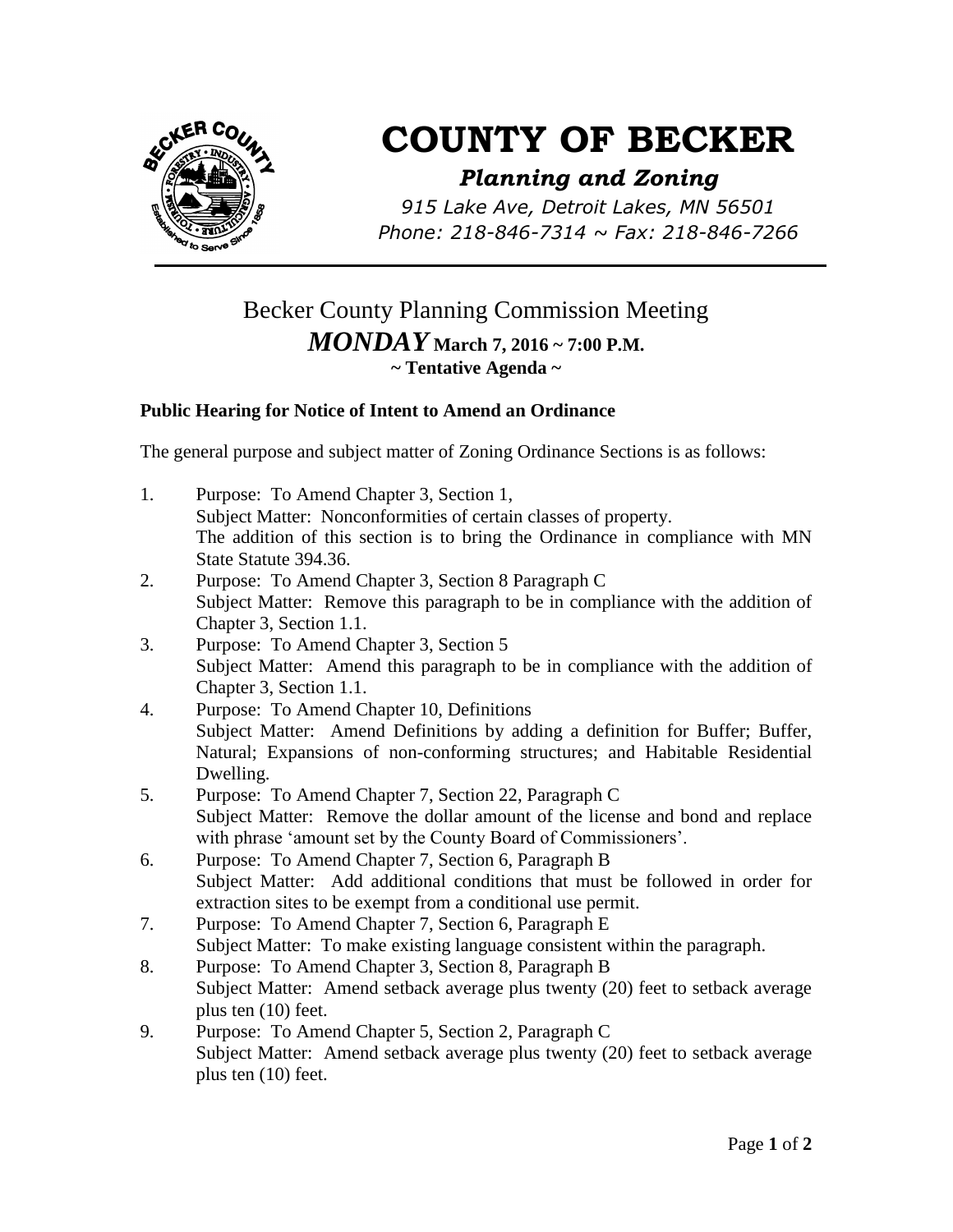# COUNTY OF BECKER

### *Planning and Zoning*

*915 Lake Ave, Detroit Lakes, MN 56501*
*Phone: 218-846-7314 ~ Fax: 218-846-7266*

---

## Becker County Planning Commission Meeting

## *MONDAY* **March 7, 2016 ~ 7:00 P.M.**

**~ Tentative Agenda ~**

**Public Hearing for Notice of Intent to Amend an Ordinance**

The general purpose and subject matter of Zoning Ordinance Sections is as follows:

1. Purpose: To Amend Chapter 3, Section 1,
   Subject Matter: Nonconformities of certain classes of property.
   The addition of this section is to bring the Ordinance in compliance with MN State Statute 394.36.
2. Purpose: To Amend Chapter 3, Section 8 Paragraph C
   Subject Matter: Remove this paragraph to be in compliance with the addition of Chapter 3, Section 1.1.
3. Purpose: To Amend Chapter 3, Section 5
   Subject Matter: Amend this paragraph to be in compliance with the addition of Chapter 3, Section 1.1.
4. Purpose: To Amend Chapter 10, Definitions
   Subject Matter: Amend Definitions by adding a definition for Buffer; Buffer, Natural; Expansions of non-conforming structures; and Habitable Residential Dwelling.
5. Purpose: To Amend Chapter 7, Section 22, Paragraph C
   Subject Matter: Remove the dollar amount of the license and bond and replace with phrase 'amount set by the County Board of Commissioners'.
6. Purpose: To Amend Chapter 7, Section 6, Paragraph B
   Subject Matter: Add additional conditions that must be followed in order for extraction sites to be exempt from a conditional use permit.
7. Purpose: To Amend Chapter 7, Section 6, Paragraph E
   Subject Matter: To make existing language consistent within the paragraph.
8. Purpose: To Amend Chapter 3, Section 8, Paragraph B
   Subject Matter: Amend setback average plus twenty (20) feet to setback average plus ten (10) feet.
9. Purpose: To Amend Chapter 5, Section 2, Paragraph C
   Subject Matter: Amend setback average plus twenty (20) feet to setback average plus ten (10) feet.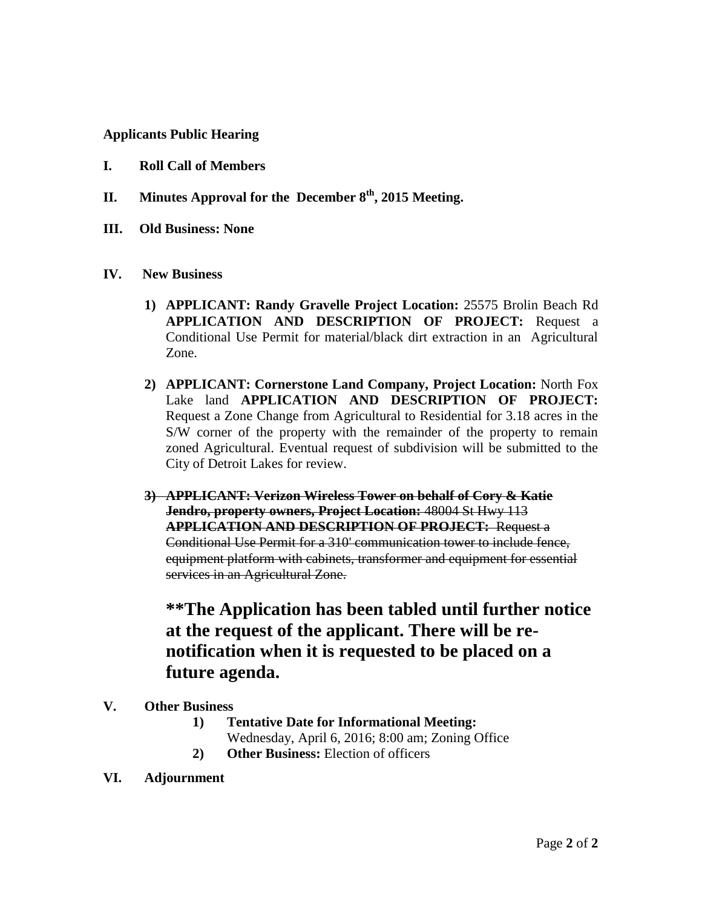**Applicants Public Hearing**

**I. Roll Call of Members**

**II. Minutes Approval for the December 8th, 2015 Meeting.**

**III. Old Business: None**

**IV. New Business**

1) **APPLICANT: Randy Gravelle Project Location:** 25575 Brolin Beach Rd **APPLICATION AND DESCRIPTION OF PROJECT:** Request a Conditional Use Permit for material/black dirt extraction in an Agricultural Zone.

2) **APPLICANT: Cornerstone Land Company, Project Location:** North Fox Lake land **APPLICATION AND DESCRIPTION OF PROJECT:** Request a Zone Change from Agricultural to Residential for 3.18 acres in the S/W corner of the property with the remainder of the property to remain zoned Agricultural. Eventual request of subdivision will be submitted to the City of Detroit Lakes for review.

3) ~~**APPLICANT: Verizon Wireless Tower on behalf of Cory & Katie Jendro, property owners, Project Location:** 48004 St Hwy 113 **APPLICATION AND DESCRIPTION OF PROJECT:** Request a Conditional Use Permit for a 310' communication tower to include fence, equipment platform with cabinets, transformer and equipment for essential services in an Agricultural Zone.~~

**\*\*The Application has been tabled until further notice at the request of the applicant. There will be re-notification when it is requested to be placed on a future agenda.**

**V. Other Business**

1) **Tentative Date for Informational Meeting:** Wednesday, April 6, 2016; 8:00 am; Zoning Office
2) **Other Business:** Election of officers

**VI. Adjournment**